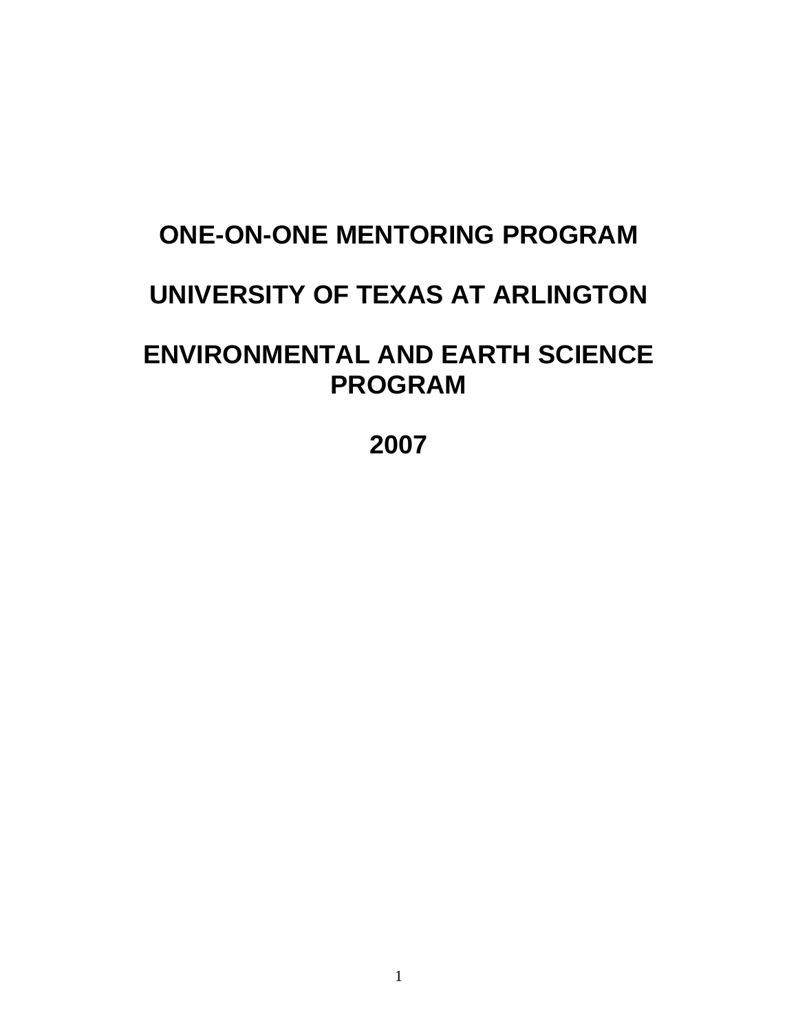# ONE-ON-ONE MENTORING PROGRAM

# UNIVERSITY OF TEXAS AT ARLINGTON

# ENVIRONMENTAL AND EARTH SCIENCE PROGRAM

# 2007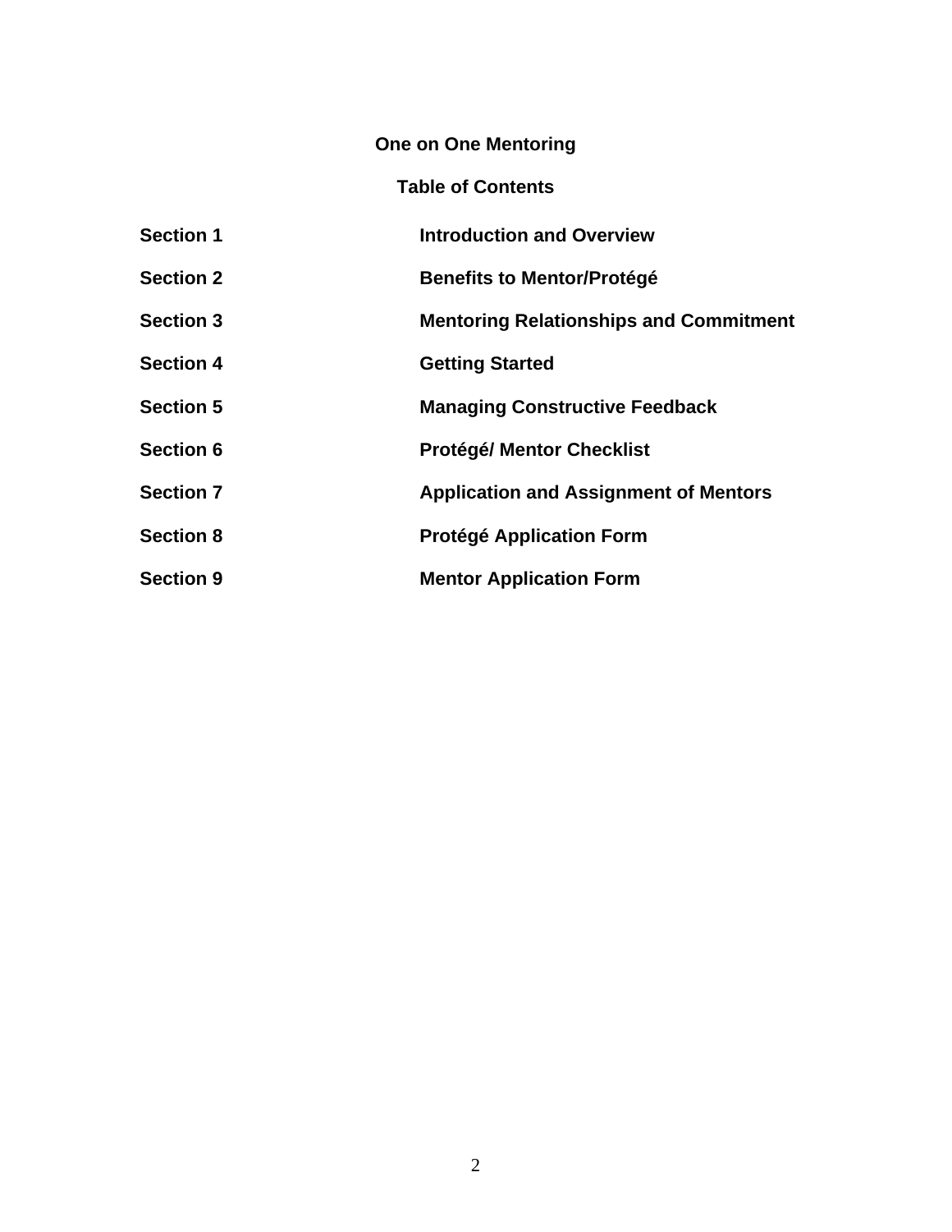# One on One Mentoring

## Table of Contents

| | |
|---|---|
| **Section 1** | **Introduction and Overview** |
| **Section 2** | **Benefits to Mentor/Protégé** |
| **Section 3** | **Mentoring Relationships and Commitment** |
| **Section 4** | **Getting Started** |
| **Section 5** | **Managing Constructive Feedback** |
| **Section 6** | **Protégé/ Mentor Checklist** |
| **Section 7** | **Application and Assignment of Mentors** |
| **Section 8** | **Protégé Application Form** |
| **Section 9** | **Mentor Application Form** |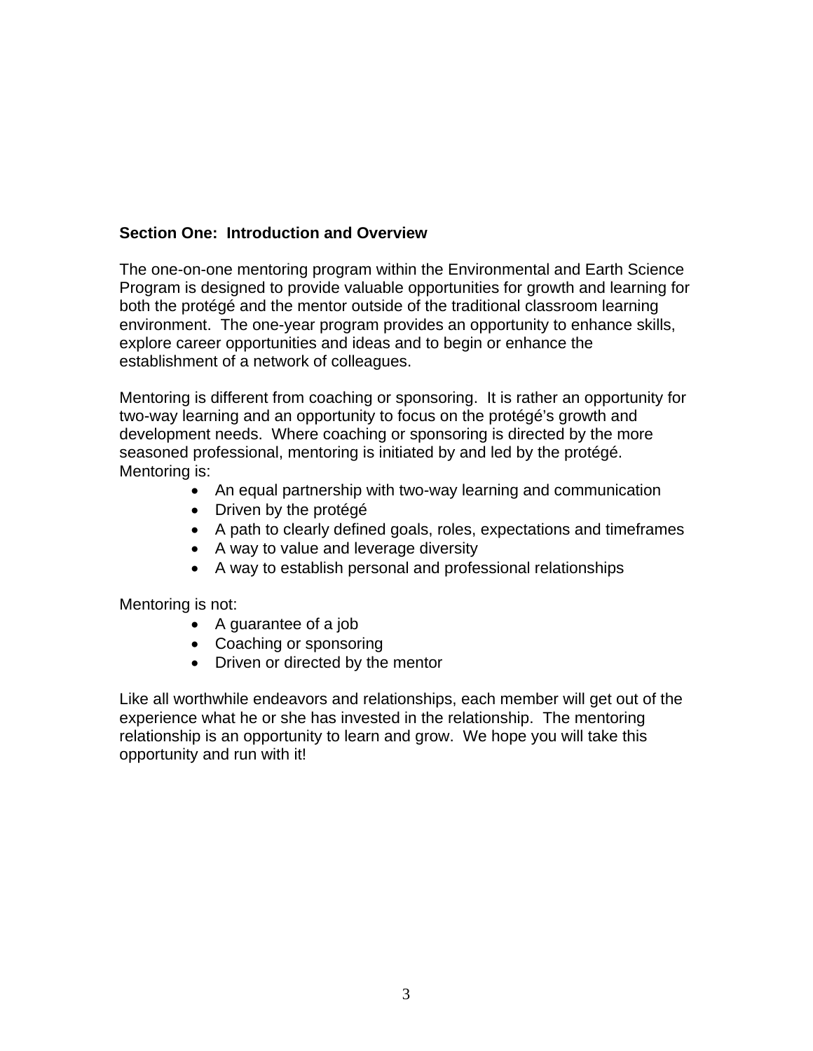## Section One: Introduction and Overview

The one-on-one mentoring program within the Environmental and Earth Science Program is designed to provide valuable opportunities for growth and learning for both the protégé and the mentor outside of the traditional classroom learning environment. The one-year program provides an opportunity to enhance skills, explore career opportunities and ideas and to begin or enhance the establishment of a network of colleagues.

Mentoring is different from coaching or sponsoring. It is rather an opportunity for two-way learning and an opportunity to focus on the protégé's growth and development needs. Where coaching or sponsoring is directed by the more seasoned professional, mentoring is initiated by and led by the protégé. Mentoring is:

- An equal partnership with two-way learning and communication
- Driven by the protégé
- A path to clearly defined goals, roles, expectations and timeframes
- A way to value and leverage diversity
- A way to establish personal and professional relationships

Mentoring is not:

- A guarantee of a job
- Coaching or sponsoring
- Driven or directed by the mentor

Like all worthwhile endeavors and relationships, each member will get out of the experience what he or she has invested in the relationship. The mentoring relationship is an opportunity to learn and grow. We hope you will take this opportunity and run with it!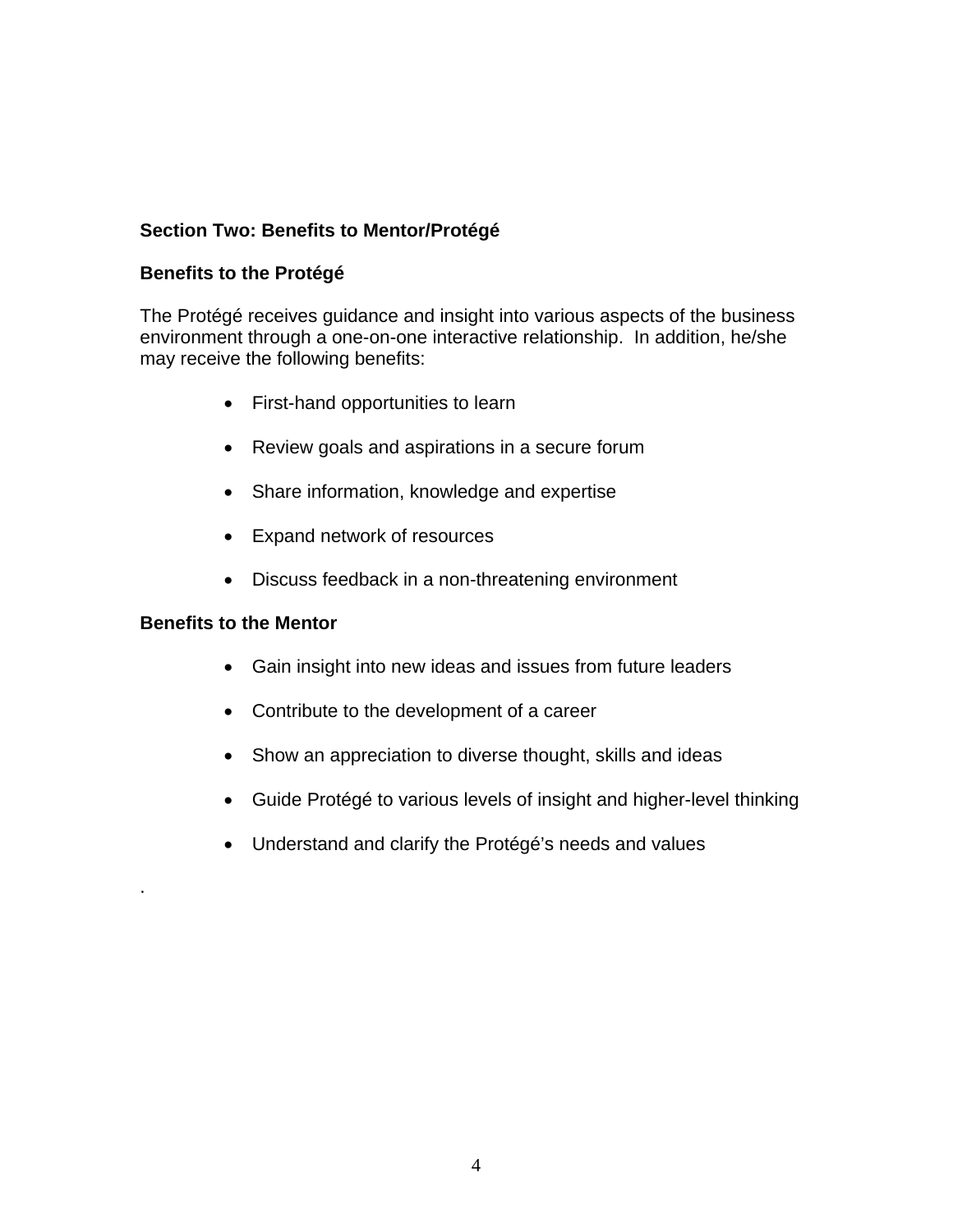## Section Two: Benefits to Mentor/Protégé

### Benefits to the Protégé

The Protégé receives guidance and insight into various aspects of the business environment through a one-on-one interactive relationship. In addition, he/she may receive the following benefits:

- First-hand opportunities to learn
- Review goals and aspirations in a secure forum
- Share information, knowledge and expertise
- Expand network of resources
- Discuss feedback in a non-threatening environment

### Benefits to the Mentor

- Gain insight into new ideas and issues from future leaders
- Contribute to the development of a career
- Show an appreciation to diverse thought, skills and ideas
- Guide Protégé to various levels of insight and higher-level thinking
- Understand and clarify the Protégé's needs and values

.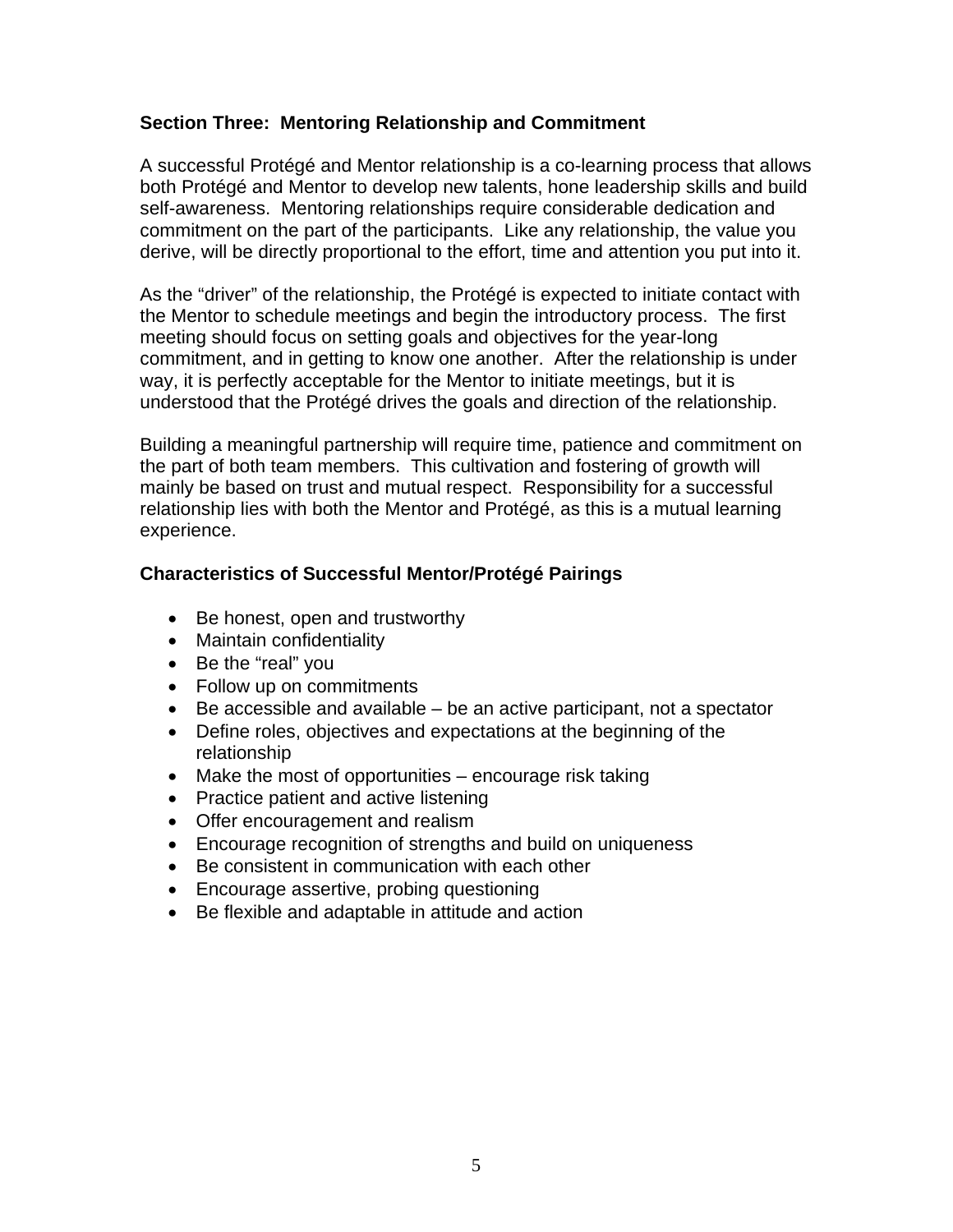## Section Three: Mentoring Relationship and Commitment

A successful Protégé and Mentor relationship is a co-learning process that allows both Protégé and Mentor to develop new talents, hone leadership skills and build self-awareness. Mentoring relationships require considerable dedication and commitment on the part of the participants. Like any relationship, the value you derive, will be directly proportional to the effort, time and attention you put into it.

As the "driver" of the relationship, the Protégé is expected to initiate contact with the Mentor to schedule meetings and begin the introductory process. The first meeting should focus on setting goals and objectives for the year-long commitment, and in getting to know one another. After the relationship is under way, it is perfectly acceptable for the Mentor to initiate meetings, but it is understood that the Protégé drives the goals and direction of the relationship.

Building a meaningful partnership will require time, patience and commitment on the part of both team members. This cultivation and fostering of growth will mainly be based on trust and mutual respect. Responsibility for a successful relationship lies with both the Mentor and Protégé, as this is a mutual learning experience.

### Characteristics of Successful Mentor/Protégé Pairings

- Be honest, open and trustworthy
- Maintain confidentiality
- Be the "real" you
- Follow up on commitments
- Be accessible and available – be an active participant, not a spectator
- Define roles, objectives and expectations at the beginning of the relationship
- Make the most of opportunities – encourage risk taking
- Practice patient and active listening
- Offer encouragement and realism
- Encourage recognition of strengths and build on uniqueness
- Be consistent in communication with each other
- Encourage assertive, probing questioning
- Be flexible and adaptable in attitude and action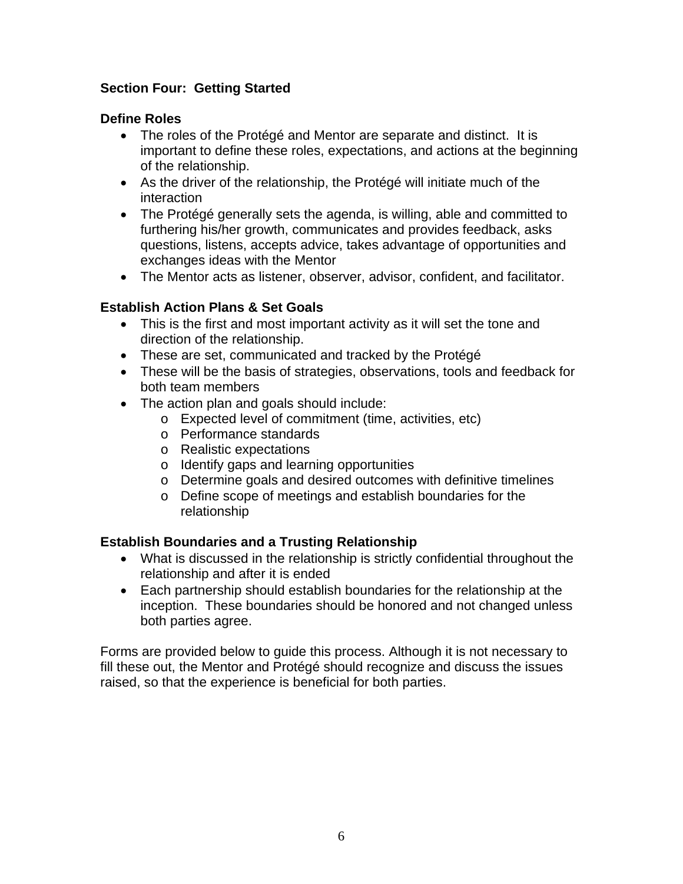## Section Four: Getting Started

### Define Roles

- The roles of the Protégé and Mentor are separate and distinct. It is important to define these roles, expectations, and actions at the beginning of the relationship.
- As the driver of the relationship, the Protégé will initiate much of the interaction
- The Protégé generally sets the agenda, is willing, able and committed to furthering his/her growth, communicates and provides feedback, asks questions, listens, accepts advice, takes advantage of opportunities and exchanges ideas with the Mentor
- The Mentor acts as listener, observer, advisor, confident, and facilitator.

### Establish Action Plans & Set Goals

- This is the first and most important activity as it will set the tone and direction of the relationship.
- These are set, communicated and tracked by the Protégé
- These will be the basis of strategies, observations, tools and feedback for both team members
- The action plan and goals should include:
  - Expected level of commitment (time, activities, etc)
  - Performance standards
  - Realistic expectations
  - Identify gaps and learning opportunities
  - Determine goals and desired outcomes with definitive timelines
  - Define scope of meetings and establish boundaries for the relationship

### Establish Boundaries and a Trusting Relationship

- What is discussed in the relationship is strictly confidential throughout the relationship and after it is ended
- Each partnership should establish boundaries for the relationship at the inception. These boundaries should be honored and not changed unless both parties agree.

Forms are provided below to guide this process. Although it is not necessary to fill these out, the Mentor and Protégé should recognize and discuss the issues raised, so that the experience is beneficial for both parties.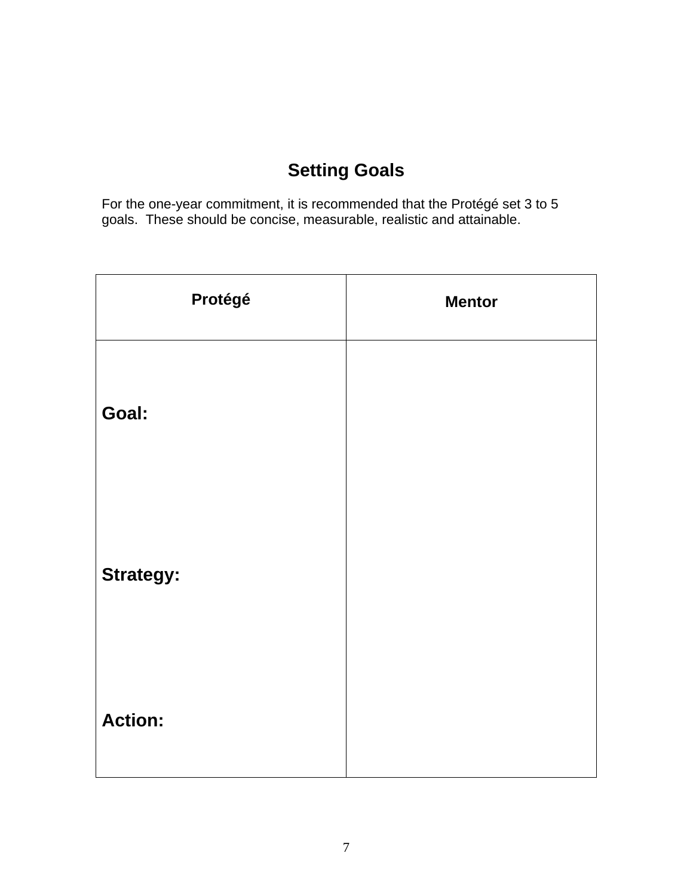# Setting Goals

For the one-year commitment, it is recommended that the Protégé set 3 to 5 goals. These should be concise, measurable, realistic and attainable.

| Protégé | Mentor |
|---|---|
| **Goal:**<br><br><br><br>**Strategy:**<br><br><br><br>**Action:** | |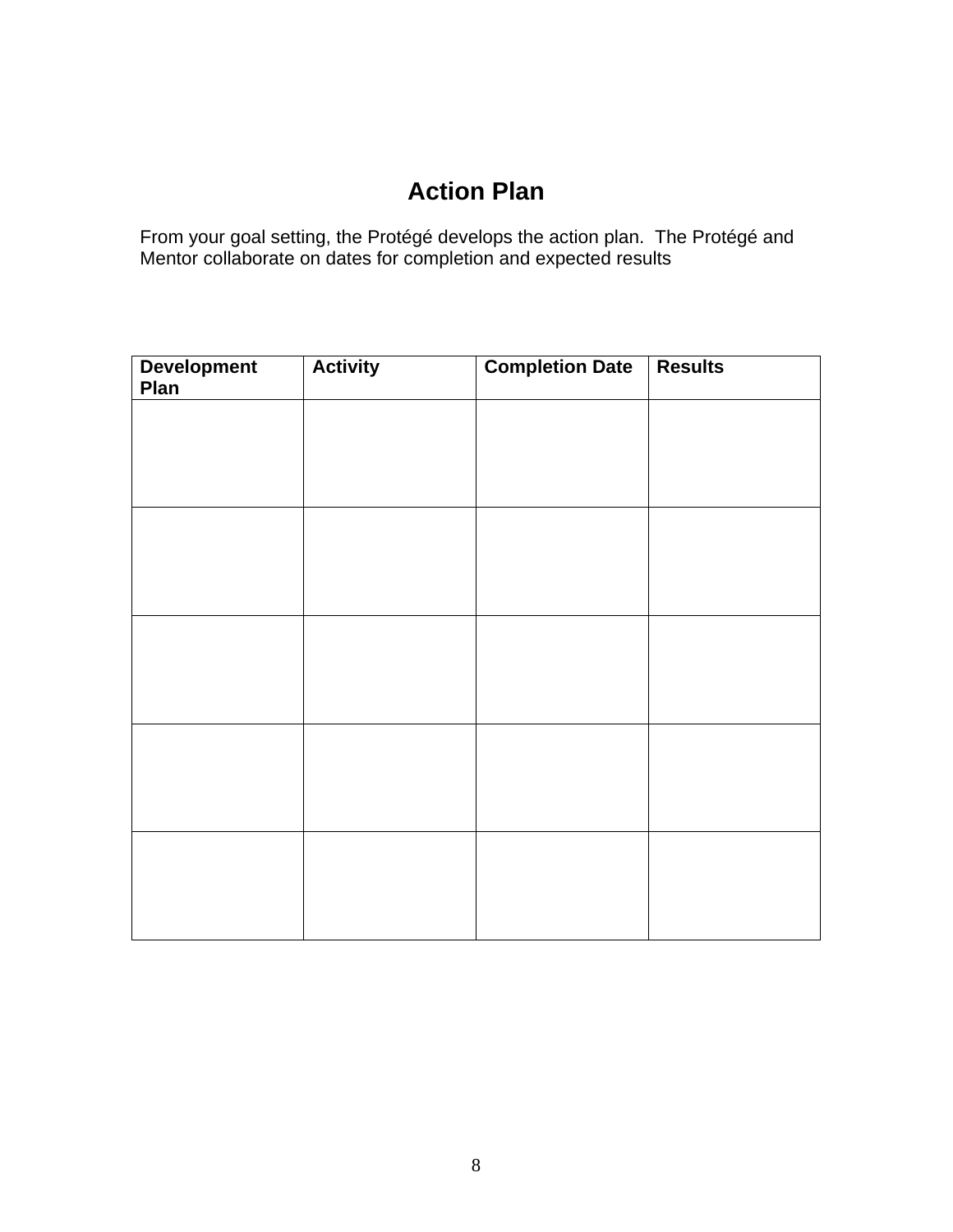# Action Plan

From your goal setting, the Protégé develops the action plan. The Protégé and Mentor collaborate on dates for completion and expected results

| Development Plan | Activity | Completion Date | Results |
|---|---|---|---|
| | | | |
| | | | |
| | | | |
| | | | |
| | | | |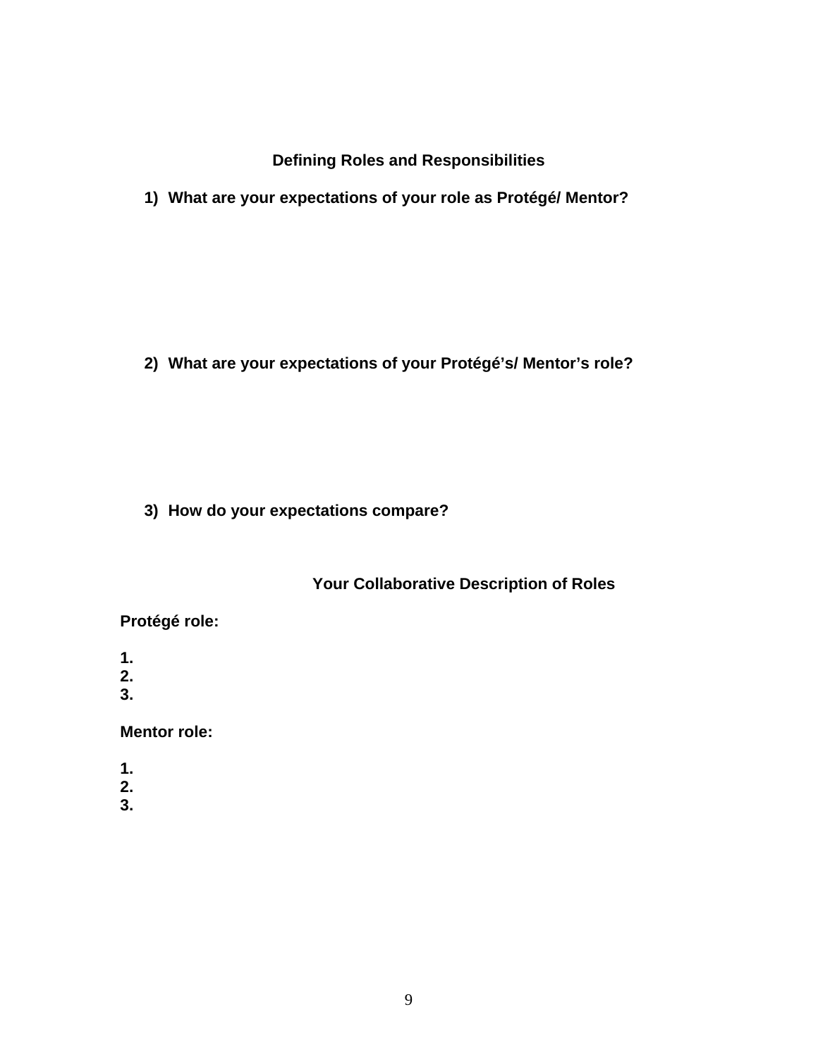## Defining Roles and Responsibilities

1) **What are your expectations of your role as Protégé/ Mentor?**

2) **What are your expectations of your Protégé's/ Mentor's role?**

3) **How do your expectations compare?**

## Your Collaborative Description of Roles

**Protégé role:**

**1.**
**2.**
**3.**

**Mentor role:**

**1.**
**2.**
**3.**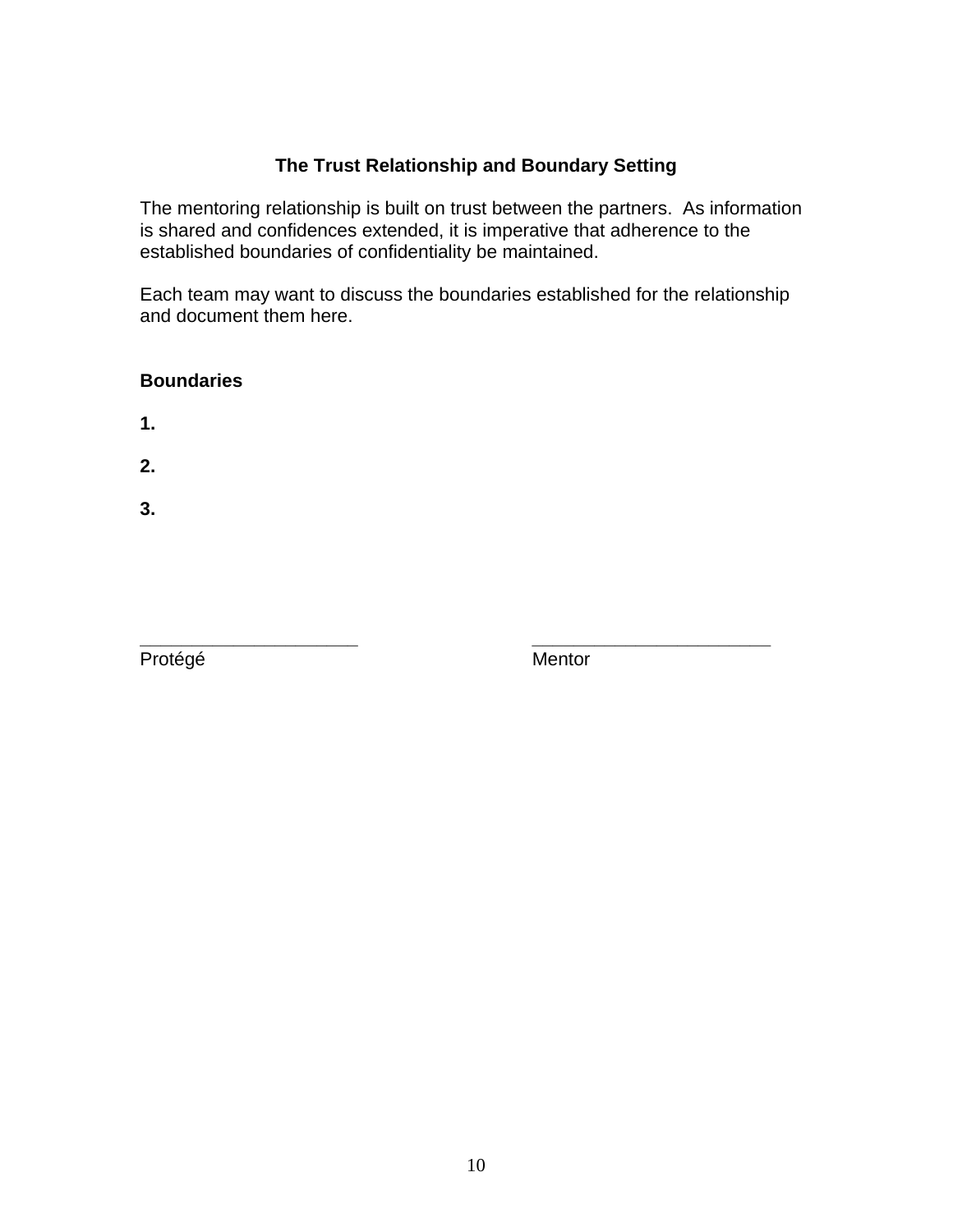## The Trust Relationship and Boundary Setting

The mentoring relationship is built on trust between the partners. As information is shared and confidences extended, it is imperative that adherence to the established boundaries of confidentiality be maintained.

Each team may want to discuss the boundaries established for the relationship and document them here.

**Boundaries**

**1.**

**2.**

**3.**

_____________________ _______________________

Protégé Mentor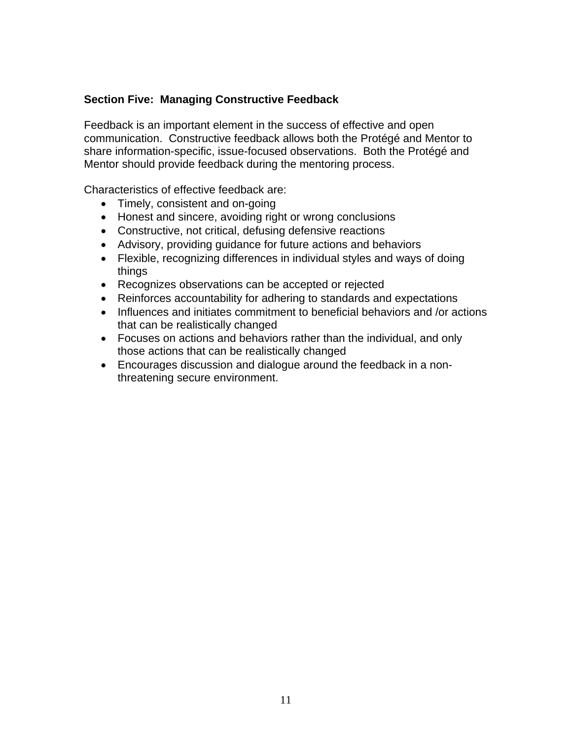## Section Five: Managing Constructive Feedback

Feedback is an important element in the success of effective and open communication. Constructive feedback allows both the Protégé and Mentor to share information-specific, issue-focused observations. Both the Protégé and Mentor should provide feedback during the mentoring process.

Characteristics of effective feedback are:

- Timely, consistent and on-going
- Honest and sincere, avoiding right or wrong conclusions
- Constructive, not critical, defusing defensive reactions
- Advisory, providing guidance for future actions and behaviors
- Flexible, recognizing differences in individual styles and ways of doing things
- Recognizes observations can be accepted or rejected
- Reinforces accountability for adhering to standards and expectations
- Influences and initiates commitment to beneficial behaviors and /or actions that can be realistically changed
- Focuses on actions and behaviors rather than the individual, and only those actions that can be realistically changed
- Encourages discussion and dialogue around the feedback in a non-threatening secure environment.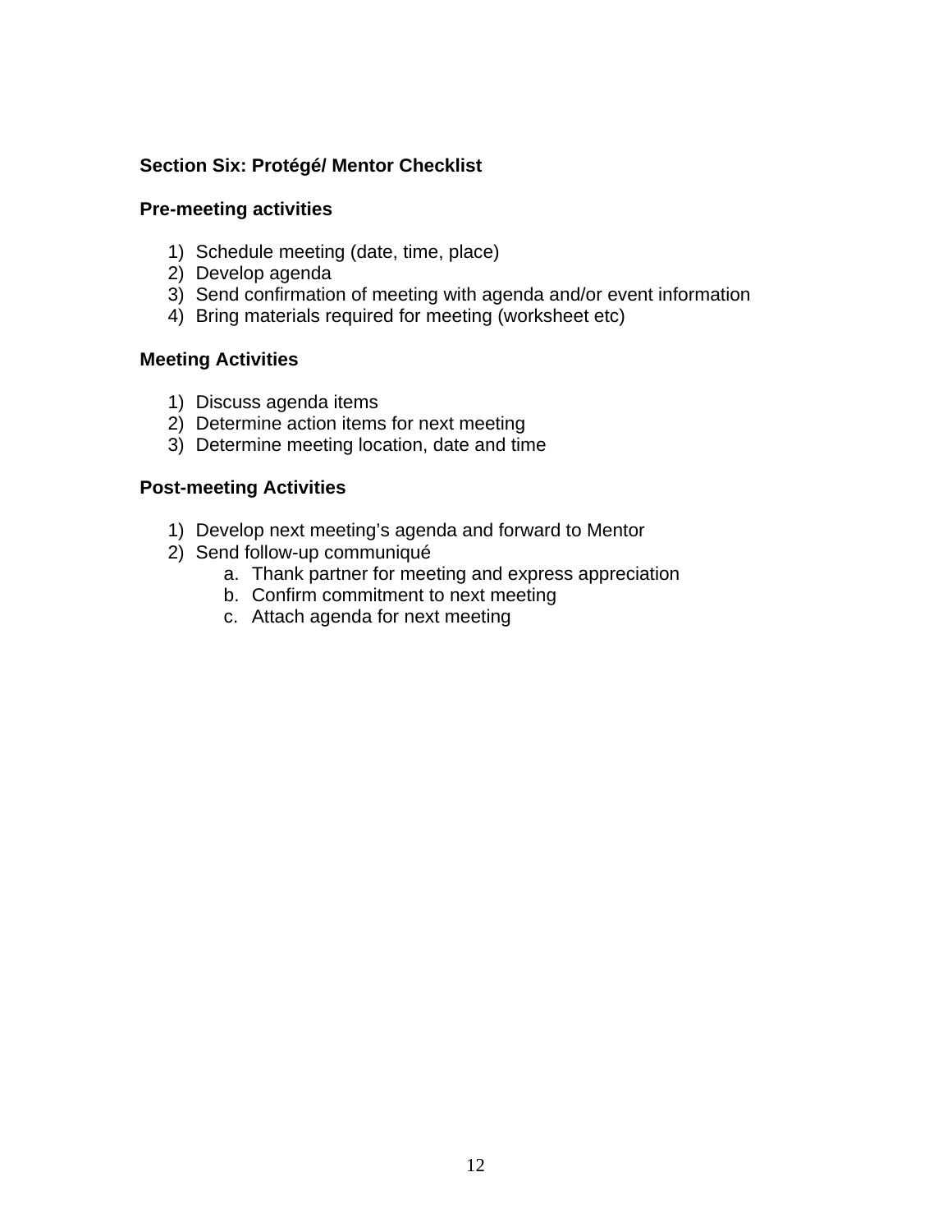## Section Six: Protégé/ Mentor Checklist

### Pre-meeting activities

1) Schedule meeting (date, time, place)
2) Develop agenda
3) Send confirmation of meeting with agenda and/or event information
4) Bring materials required for meeting (worksheet etc)

### Meeting Activities

1) Discuss agenda items
2) Determine action items for next meeting
3) Determine meeting location, date and time

### Post-meeting Activities

1) Develop next meeting's agenda and forward to Mentor
2) Send follow-up communiqué
    a. Thank partner for meeting and express appreciation
    b. Confirm commitment to next meeting
    c. Attach agenda for next meeting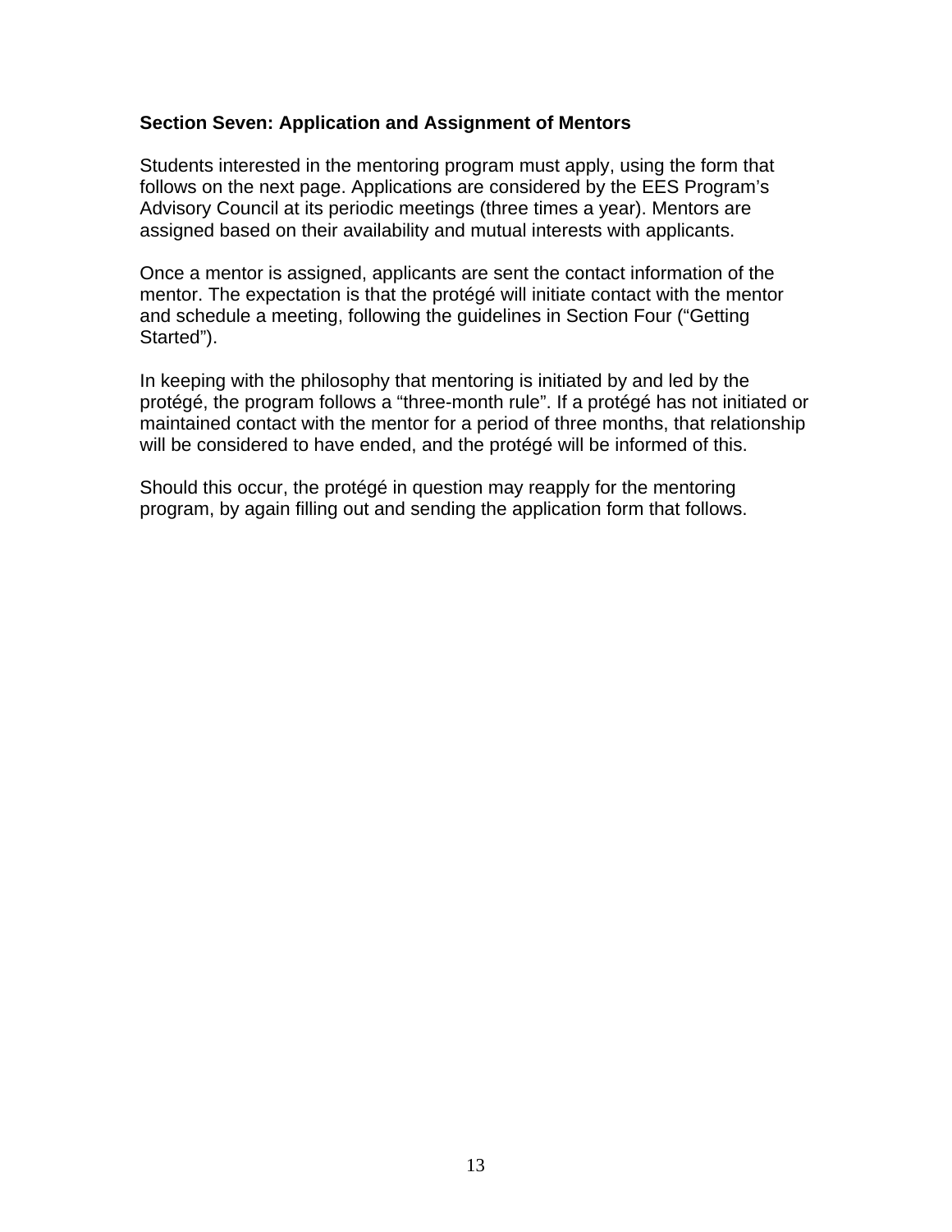**Section Seven: Application and Assignment of Mentors**

Students interested in the mentoring program must apply, using the form that follows on the next page. Applications are considered by the EES Program's Advisory Council at its periodic meetings (three times a year). Mentors are assigned based on their availability and mutual interests with applicants.

Once a mentor is assigned, applicants are sent the contact information of the mentor. The expectation is that the protégé will initiate contact with the mentor and schedule a meeting, following the guidelines in Section Four ("Getting Started").

In keeping with the philosophy that mentoring is initiated by and led by the protégé, the program follows a "three-month rule". If a protégé has not initiated or maintained contact with the mentor for a period of three months, that relationship will be considered to have ended, and the protégé will be informed of this.

Should this occur, the protégé in question may reapply for the mentoring program, by again filling out and sending the application form that follows.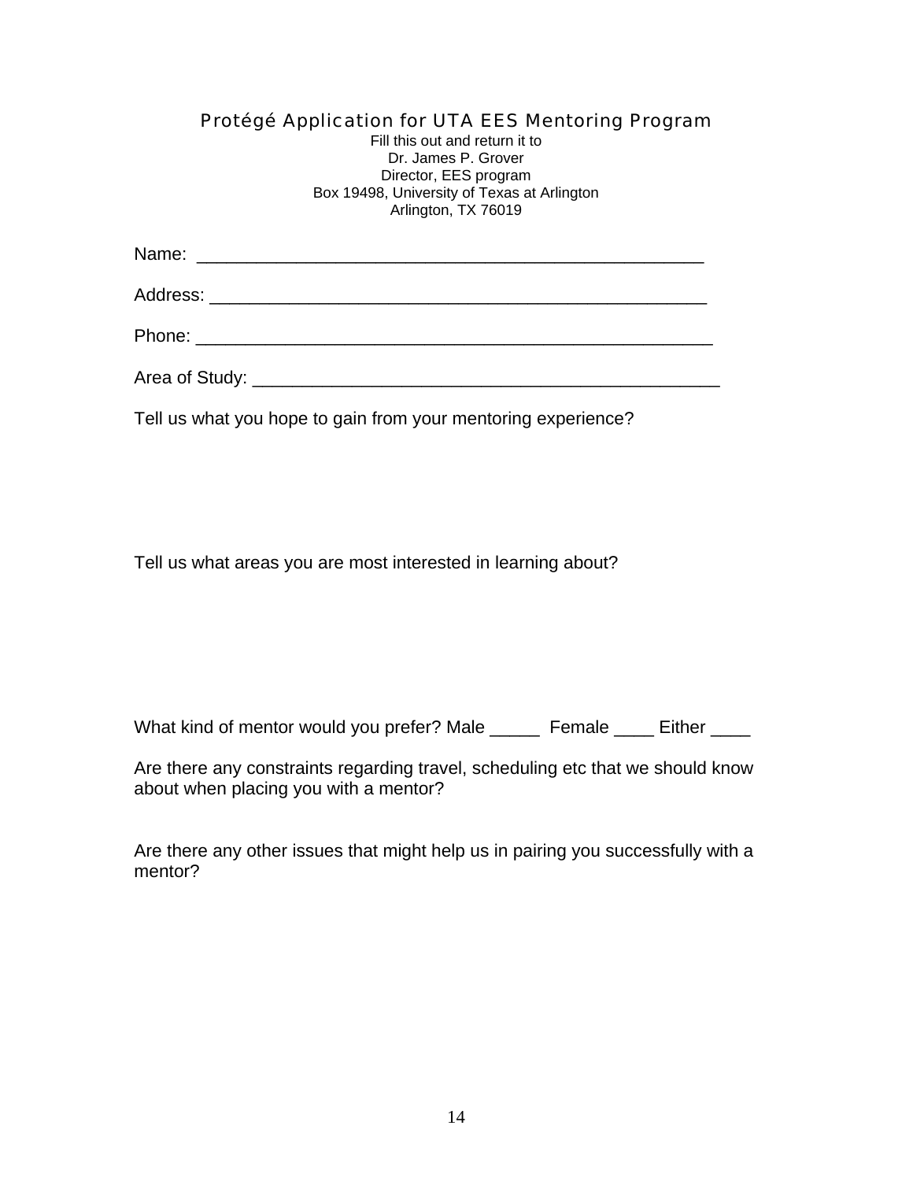# Protégé Application for UTA EES Mentoring Program

Fill this out and return it to
Dr. James P. Grover
Director, EES program
Box 19498, University of Texas at Arlington
Arlington, TX 76019

Name: ___________________________________________________

Address: _________________________________________________

Phone: ___________________________________________________

Area of Study: _____________________________________________

Tell us what you hope to gain from your mentoring experience?

Tell us what areas you are most interested in learning about?

What kind of mentor would you prefer? Male _____ Female ____ Either ____

Are there any constraints regarding travel, scheduling etc that we should know about when placing you with a mentor?

Are there any other issues that might help us in pairing you successfully with a mentor?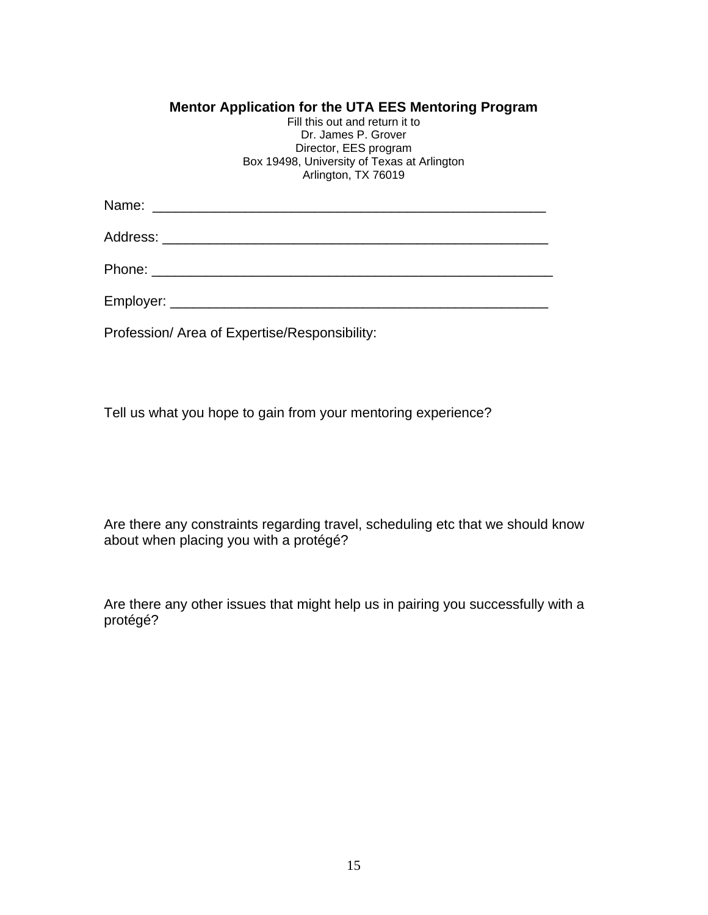**Mentor Application for the UTA EES Mentoring Program**

Fill this out and return it to
Dr. James P. Grover
Director, EES program
Box 19498, University of Texas at Arlington
Arlington, TX 76019

Name: ___________________________________________________

Address: _________________________________________________

Phone: ___________________________________________________

Employer: ________________________________________________

Profession/ Area of Expertise/Responsibility:

Tell us what you hope to gain from your mentoring experience?

Are there any constraints regarding travel, scheduling etc that we should know about when placing you with a protégé?

Are there any other issues that might help us in pairing you successfully with a protégé?